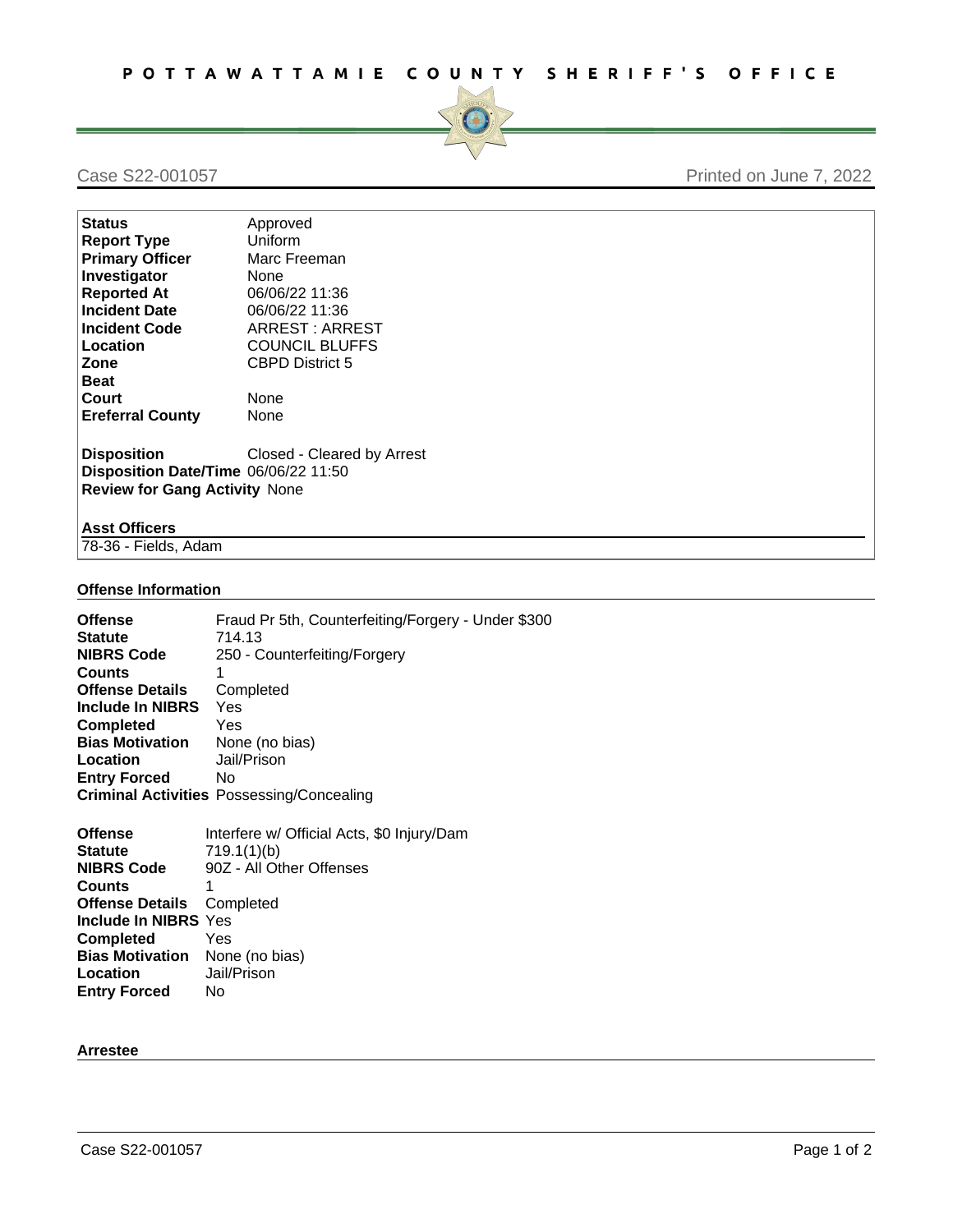# POTTAWATTAMIE COUNTY SHERIFF'S OFFICE

Case S22-001057 Printed on June 7, 2022

| | |
|---|---|
| **Status** | Approved |
| **Report Type** | Uniform |
| **Primary Officer** | Marc Freeman |
| **Investigator** | None |
| **Reported At** | 06/06/22 11:36 |
| **Incident Date** | 06/06/22 11:36 |
| **Incident Code** | ARREST : ARREST |
| **Location** | COUNCIL BLUFFS |
| **Zone** | CBPD District 5 |
| **Beat** | |
| **Court** | None |
| **Ereferral County** | None |
| **Disposition** | Closed - Cleared by Arrest |
| **Disposition Date/Time** | 06/06/22 11:50 |
| **Review for Gang Activity** | None |

**Asst Officers**

78-36 - Fields, Adam

## Offense Information

| | |
|---|---|
| **Offense** | Fraud Pr 5th, Counterfeiting/Forgery - Under $300 |
| **Statute** | 714.13 |
| **NIBRS Code** | 250 - Counterfeiting/Forgery |
| **Counts** | 1 |
| **Offense Details** | Completed |
| **Include In NIBRS** | Yes |
| **Completed** | Yes |
| **Bias Motivation** | None (no bias) |
| **Location** | Jail/Prison |
| **Entry Forced** | No |
| **Criminal Activities** | Possessing/Concealing |

| | |
|---|---|
| **Offense** | Interfere w/ Official Acts, $0 Injury/Dam |
| **Statute** | 719.1(1)(b) |
| **NIBRS Code** | 90Z - All Other Offenses |
| **Counts** | 1 |
| **Offense Details** | Completed |
| **Include In NIBRS** | Yes |
| **Completed** | Yes |
| **Bias Motivation** | None (no bias) |
| **Location** | Jail/Prison |
| **Entry Forced** | No |

## Arrestee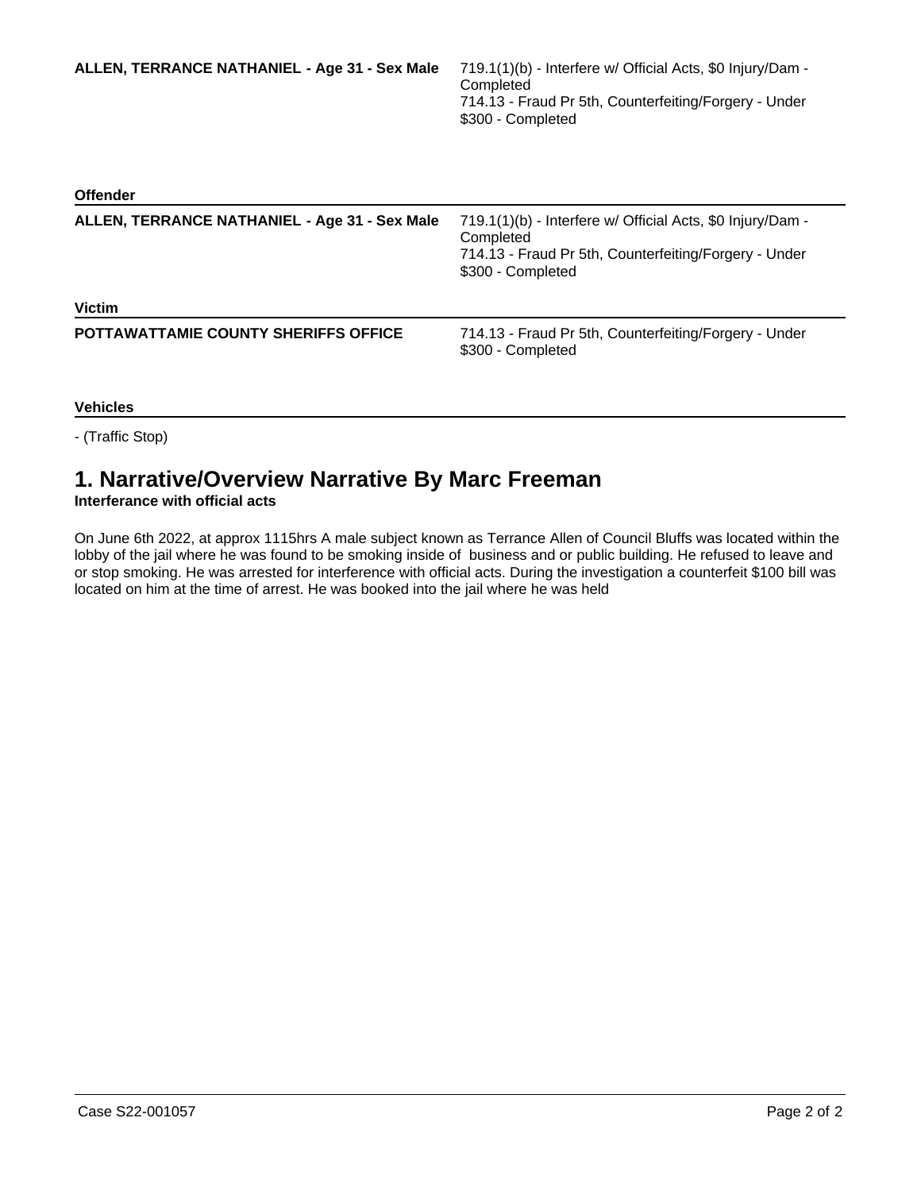| | |
|---|---|
| **ALLEN, TERRANCE NATHANIEL - Age 31 - Sex Male** | 719.1(1)(b) - Interfere w/ Official Acts, $0 Injury/Dam - Completed<br>714.13 - Fraud Pr 5th, Counterfeiting/Forgery - Under $300 - Completed |

**Offender**

| | |
|---|---|
| **ALLEN, TERRANCE NATHANIEL - Age 31 - Sex Male** | 719.1(1)(b) - Interfere w/ Official Acts, $0 Injury/Dam - Completed<br>714.13 - Fraud Pr 5th, Counterfeiting/Forgery - Under $300 - Completed |

**Victim**

| | |
|---|---|
| **POTTAWATTAMIE COUNTY SHERIFFS OFFICE** | 714.13 - Fraud Pr 5th, Counterfeiting/Forgery - Under $300 - Completed |

**Vehicles**

- (Traffic Stop)

# 1. Narrative/Overview Narrative By Marc Freeman

**Interferance with official acts**

On June 6th 2022, at approx 1115hrs A male subject known as Terrance Allen of Council Bluffs was located within the lobby of the jail where he was found to be smoking inside of business and or public building. He refused to leave and or stop smoking. He was arrested for interference with official acts. During the investigation a counterfeit $100 bill was located on him at the time of arrest. He was booked into the jail where he was held

Case S22-001057